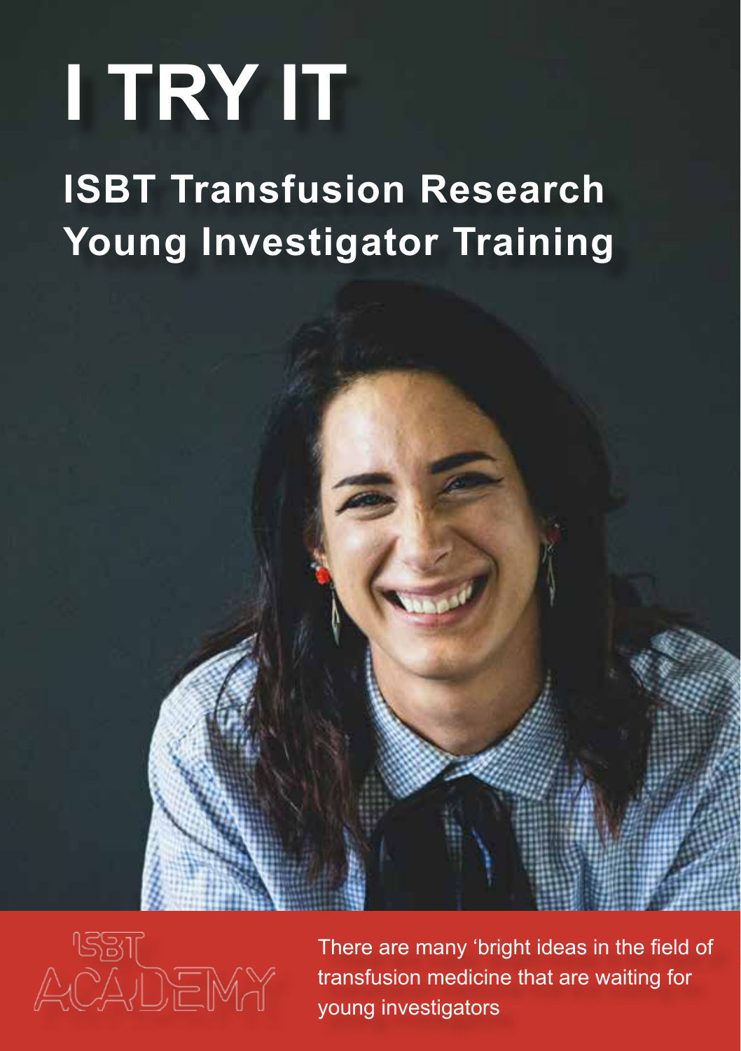# I TRY IT

## ISBT Transfusion Research Young Investigator Training

ISBT ACADEMY

There are many 'bright ideas in the field of transfusion medicine that are waiting for young investigators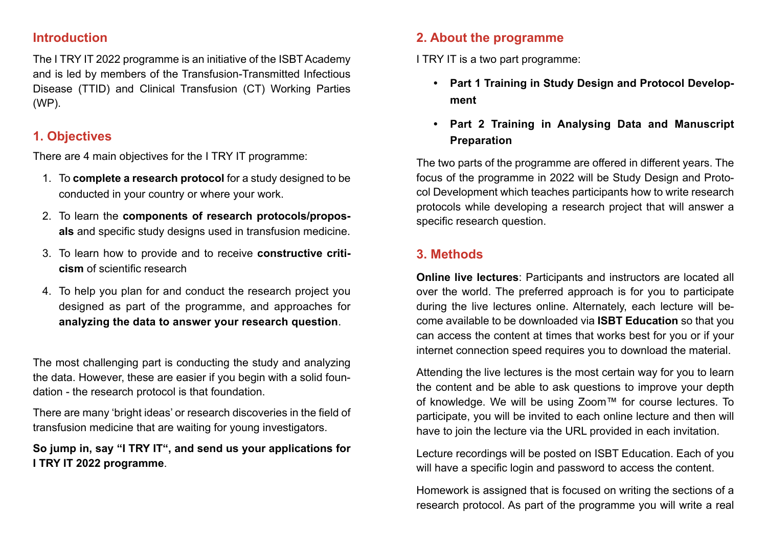## Introduction

The I TRY IT 2022 programme is an initiative of the ISBT Academy and is led by members of the Transfusion-Transmitted Infectious Disease (TTID) and Clinical Transfusion (CT) Working Parties (WP).

## 1. Objectives

There are 4 main objectives for the I TRY IT programme:

1. To **complete a research protocol** for a study designed to be conducted in your country or where your work.
2. To learn the **components of research protocols/proposals** and specific study designs used in transfusion medicine.
3. To learn how to provide and to receive **constructive criticism** of scientific research
4. To help you plan for and conduct the research project you designed as part of the programme, and approaches for **analyzing the data to answer your research question**.

The most challenging part is conducting the study and analyzing the data. However, these are easier if you begin with a solid foundation - the research protocol is that foundation.

There are many 'bright ideas' or research discoveries in the field of transfusion medicine that are waiting for young investigators.

**So jump in, say "I TRY IT", and send us your applications for I TRY IT 2022 programme**.

## 2. About the programme

I TRY IT is a two part programme:

- **Part 1 Training in Study Design and Protocol Development**
- **Part 2 Training in Analysing Data and Manuscript Preparation**

The two parts of the programme are offered in different years. The focus of the programme in 2022 will be Study Design and Protocol Development which teaches participants how to write research protocols while developing a research project that will answer a specific research question.

## 3. Methods

**Online live lectures**: Participants and instructors are located all over the world. The preferred approach is for you to participate during the live lectures online. Alternately, each lecture will become available to be downloaded via **ISBT Education** so that you can access the content at times that works best for you or if your internet connection speed requires you to download the material.

Attending the live lectures is the most certain way for you to learn the content and be able to ask questions to improve your depth of knowledge. We will be using Zoom™ for course lectures. To participate, you will be invited to each online lecture and then will have to join the lecture via the URL provided in each invitation.

Lecture recordings will be posted on ISBT Education. Each of you will have a specific login and password to access the content.

Homework is assigned that is focused on writing the sections of a research protocol. As part of the programme you will write a real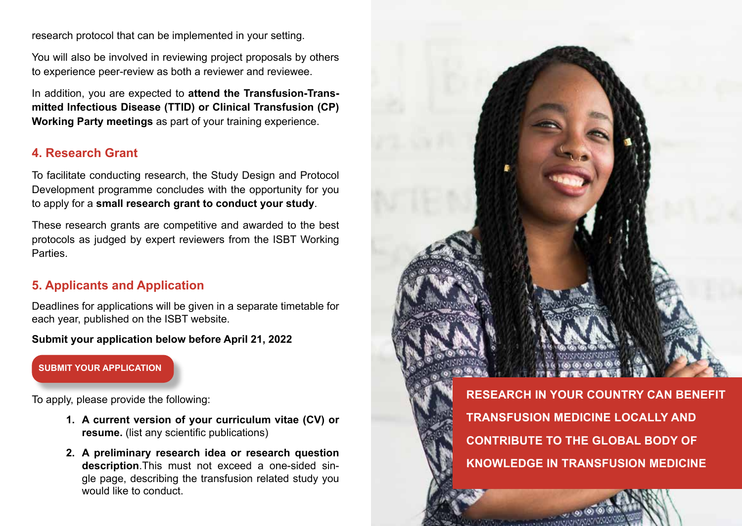research protocol that can be implemented in your setting.

You will also be involved in reviewing project proposals by others to experience peer-review as both a reviewer and reviewee.

In addition, you are expected to **attend the Transfusion-Transmitted Infectious Disease (TTID) or Clinical Transfusion (CP) Working Party meetings** as part of your training experience.

## 4. Research Grant

To facilitate conducting research, the Study Design and Protocol Development programme concludes with the opportunity for you to apply for a **small research grant to conduct your study**.

These research grants are competitive and awarded to the best protocols as judged by expert reviewers from the ISBT Working Parties.

## 5. Applicants and Application

Deadlines for applications will be given in a separate timetable for each year, published on the ISBT website.

**Submit your application below before April 21, 2022**

**SUBMIT YOUR APPLICATION**

To apply, please provide the following:

1. **A current version of your curriculum vitae (CV) or resume.** (list any scientific publications)
2. **A preliminary research idea or research question description**.This must not exceed a one-sided single page, describing the transfusion related study you would like to conduct.

**RESEARCH IN YOUR COUNTRY CAN BENEFIT TRANSFUSION MEDICINE LOCALLY AND CONTRIBUTE TO THE GLOBAL BODY OF KNOWLEDGE IN TRANSFUSION MEDICINE**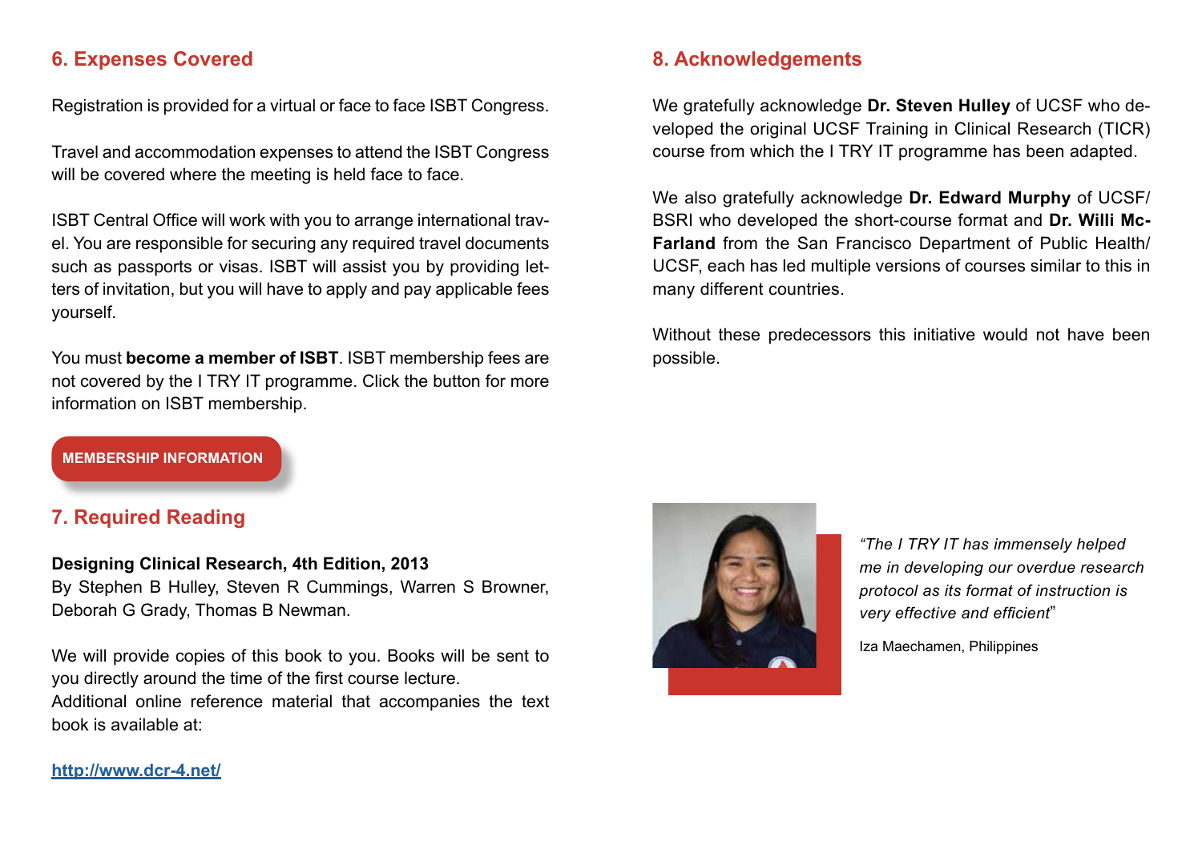## 6. Expenses Covered

Registration is provided for a virtual or face to face ISBT Congress.

Travel and accommodation expenses to attend the ISBT Congress will be covered where the meeting is held face to face.

ISBT Central Office will work with you to arrange international travel. You are responsible for securing any required travel documents such as passports or visas. ISBT will assist you by providing letters of invitation, but you will have to apply and pay applicable fees yourself.

You must **become a member of ISBT**. ISBT membership fees are not covered by the I TRY IT programme. Click the button for more information on ISBT membership.

**MEMBERSHIP INFORMATION**

## 7. Required Reading

**Designing Clinical Research, 4th Edition, 2013**
By Stephen B Hulley, Steven R Cummings, Warren S Browner, Deborah G Grady, Thomas B Newman.

We will provide copies of this book to you. Books will be sent to you directly around the time of the first course lecture.
Additional online reference material that accompanies the text book is available at:

http://www.dcr-4.net/

## 8. Acknowledgements

We gratefully acknowledge **Dr. Steven Hulley** of UCSF who developed the original UCSF Training in Clinical Research (TICR) course from which the I TRY IT programme has been adapted.

We also gratefully acknowledge **Dr. Edward Murphy** of UCSF/BSRI who developed the short-course format and **Dr. Willi McFarland** from the San Francisco Department of Public Health/UCSF, each has led multiple versions of courses similar to this in many different countries.

Without these predecessors this initiative would not have been possible.

*"The I TRY IT has immensely helped me in developing our overdue research protocol as its format of instruction is very effective and efficient"*

Iza Maechamen, Philippines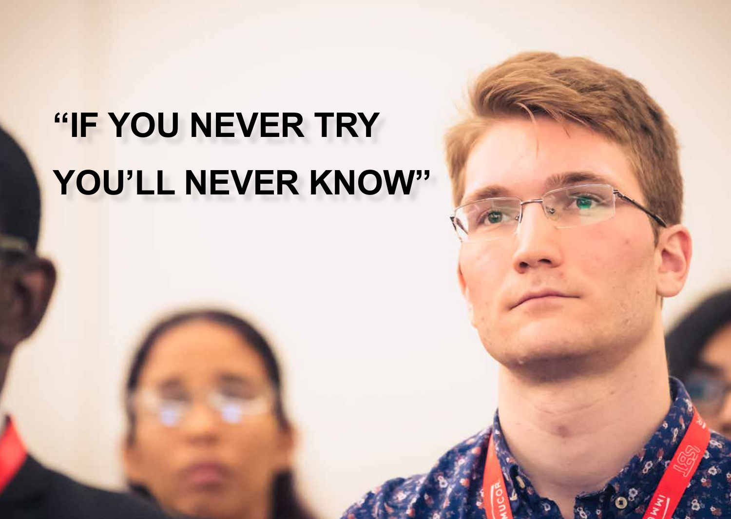# "IF YOU NEVER TRY YOU'LL NEVER KNOW"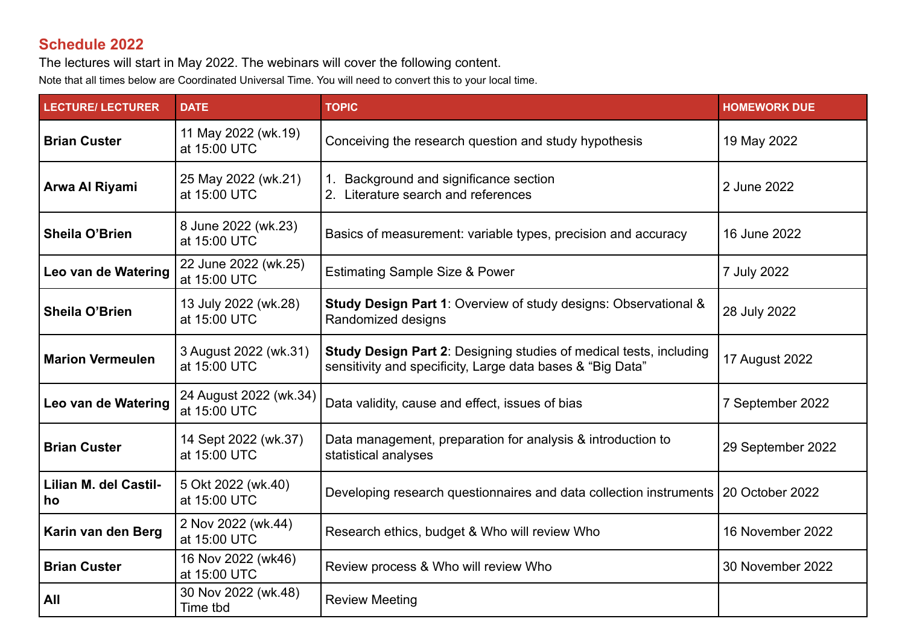## Schedule 2022

The lectures will start in May 2022. The webinars will cover the following content.

Note that all times below are Coordinated Universal Time. You will need to convert this to your local time.

| LECTURE/ LECTURER | DATE | TOPIC | HOMEWORK DUE |
|---|---|---|---|
| **Brian Custer** | 11 May 2022 (wk.19) at 15:00 UTC | Conceiving the research question and study hypothesis | 19 May 2022 |
| **Arwa Al Riyami** | 25 May 2022 (wk.21) at 15:00 UTC | 1. Background and significance section 2. Literature search and references | 2 June 2022 |
| **Sheila O'Brien** | 8 June 2022 (wk.23) at 15:00 UTC | Basics of measurement: variable types, precision and accuracy | 16 June 2022 |
| **Leo van de Watering** | 22 June 2022 (wk.25) at 15:00 UTC | Estimating Sample Size & Power | 7 July 2022 |
| **Sheila O'Brien** | 13 July 2022 (wk.28) at 15:00 UTC | **Study Design Part 1**: Overview of study designs: Observational & Randomized designs | 28 July 2022 |
| **Marion Vermeulen** | 3 August 2022 (wk.31) at 15:00 UTC | **Study Design Part 2**: Designing studies of medical tests, including sensitivity and specificity, Large data bases & "Big Data" | 17 August 2022 |
| **Leo van de Watering** | 24 August 2022 (wk.34) at 15:00 UTC | Data validity, cause and effect, issues of bias | 7 September 2022 |
| **Brian Custer** | 14 Sept 2022 (wk.37) at 15:00 UTC | Data management, preparation for analysis & introduction to statistical analyses | 29 September 2022 |
| **Lilian M. del Castil-ho** | 5 Okt 2022 (wk.40) at 15:00 UTC | Developing research questionnaires and data collection instruments | 20 October 2022 |
| **Karin van den Berg** | 2 Nov 2022 (wk.44) at 15:00 UTC | Research ethics, budget & Who will review Who | 16 November 2022 |
| **Brian Custer** | 16 Nov 2022 (wk46) at 15:00 UTC | Review process & Who will review Who | 30 November 2022 |
| **All** | 30 Nov 2022 (wk.48) Time tbd | Review Meeting | |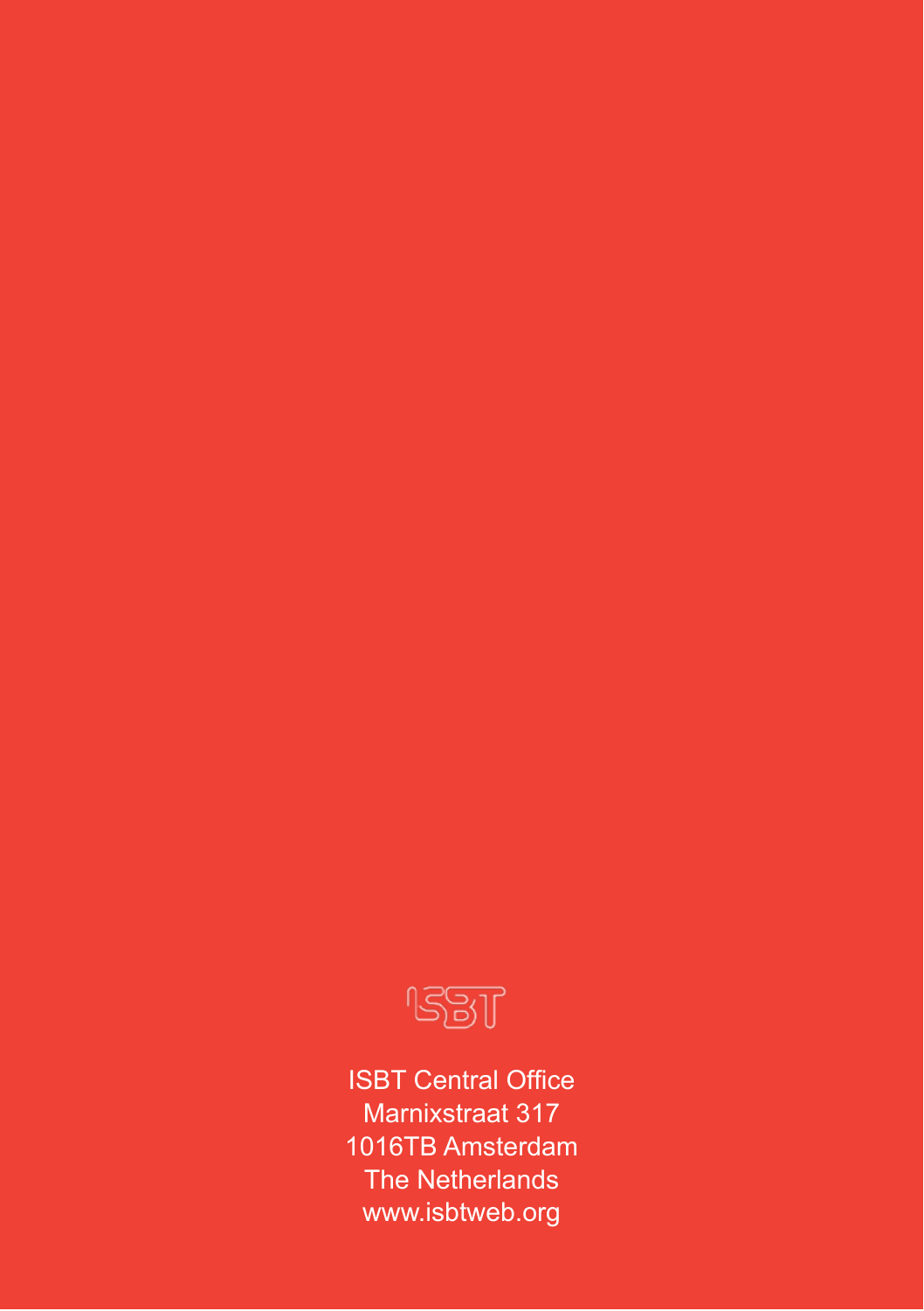ISBT

ISBT Central Office
Marnixstraat 317
1016TB Amsterdam
The Netherlands
www.isbtweb.org